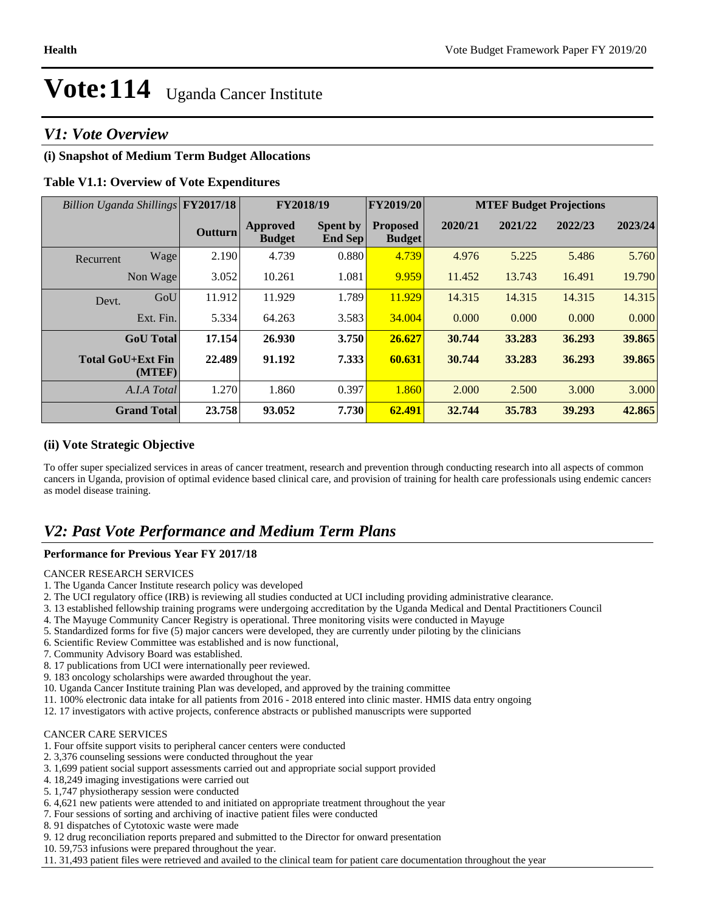# Vote:114 Uganda Cancer Institute

## V1: Vote Overview

### (i) Snapshot of Medium Term Budget Allocations

**Table V1.1: Overview of Vote Expenditures**

| *Billion Uganda Shillings* | | FY2017/18 | FY2018/19 | | FY2019/20 | MTEF Budget Projections | | | |
|---|---|---|---|---|---|---|---|---|---|
| | | Outturn | Approved Budget | Spent by End Sep | Proposed Budget | 2020/21 | 2021/22 | 2022/23 | 2023/24 |
| Recurrent | Wage | 2.190 | 4.739 | 0.880 | 4.739 | 4.976 | 5.225 | 5.486 | 5.760 |
| | Non Wage | 3.052 | 10.261 | 1.081 | 9.959 | 11.452 | 13.743 | 16.491 | 19.790 |
| Devt. | GoU | 11.912 | 11.929 | 1.789 | 11.929 | 14.315 | 14.315 | 14.315 | 14.315 |
| | Ext. Fin. | 5.334 | 64.263 | 3.583 | 34.004 | 0.000 | 0.000 | 0.000 | 0.000 |
| | **GoU Total** | **17.154** | **26.930** | **3.750** | **26.627** | **30.744** | **33.283** | **36.293** | **39.865** |
| | **Total GoU+Ext Fin (MTEF)** | **22.489** | **91.192** | **7.333** | **60.631** | **30.744** | **33.283** | **36.293** | **39.865** |
| | *A.I.A Total* | 1.270 | 1.860 | 0.397 | 1.860 | 2.000 | 2.500 | 3.000 | 3.000 |
| | **Grand Total** | **23.758** | **93.052** | **7.730** | **62.491** | **32.744** | **35.783** | **39.293** | **42.865** |

### (ii) Vote Strategic Objective

To offer super specialized services in areas of cancer treatment, research and prevention through conducting research into all aspects of common cancers in Uganda, provision of optimal evidence based clinical care, and provision of training for health care professionals using endemic cancers as model disease training.

## V2: Past Vote Performance and Medium Term Plans

**Performance for Previous Year FY 2017/18**

CANCER RESEARCH SERVICES

1. The Uganda Cancer Institute research policy was developed
2. The UCI regulatory office (IRB) is reviewing all studies conducted at UCI including providing administrative clearance.
3. 13 established fellowship training programs were undergoing accreditation by the Uganda Medical and Dental Practitioners Council
4. The Mayuge Community Cancer Registry is operational. Three monitoring visits were conducted in Mayuge
5. Standardized forms for five (5) major cancers were developed, they are currently under piloting by the clinicians
6. Scientific Review Committee was established and is now functional,
7. Community Advisory Board was established.
8. 17 publications from UCI were internationally peer reviewed.
9. 183 oncology scholarships were awarded throughout the year.
10. Uganda Cancer Institute training Plan was developed, and approved by the training committee
11. 100% electronic data intake for all patients from 2016 - 2018 entered into clinic master. HMIS data entry ongoing
12. 17 investigators with active projects, conference abstracts or published manuscripts were supported

CANCER CARE SERVICES

1. Four offsite support visits to peripheral cancer centers were conducted
2. 3,376 counseling sessions were conducted throughout the year
3. 1,699 patient social support assessments carried out and appropriate social support provided
4. 18,249 imaging investigations were carried out
5. 1,747 physiotherapy session were conducted
6. 4,621 new patients were attended to and initiated on appropriate treatment throughout the year
7. Four sessions of sorting and archiving of inactive patient files were conducted
8. 91 dispatches of Cytotoxic waste were made
9. 12 drug reconciliation reports prepared and submitted to the Director for onward presentation
10. 59,753 infusions were prepared throughout the year.
11. 31,493 patient files were retrieved and availed to the clinical team for patient care documentation throughout the year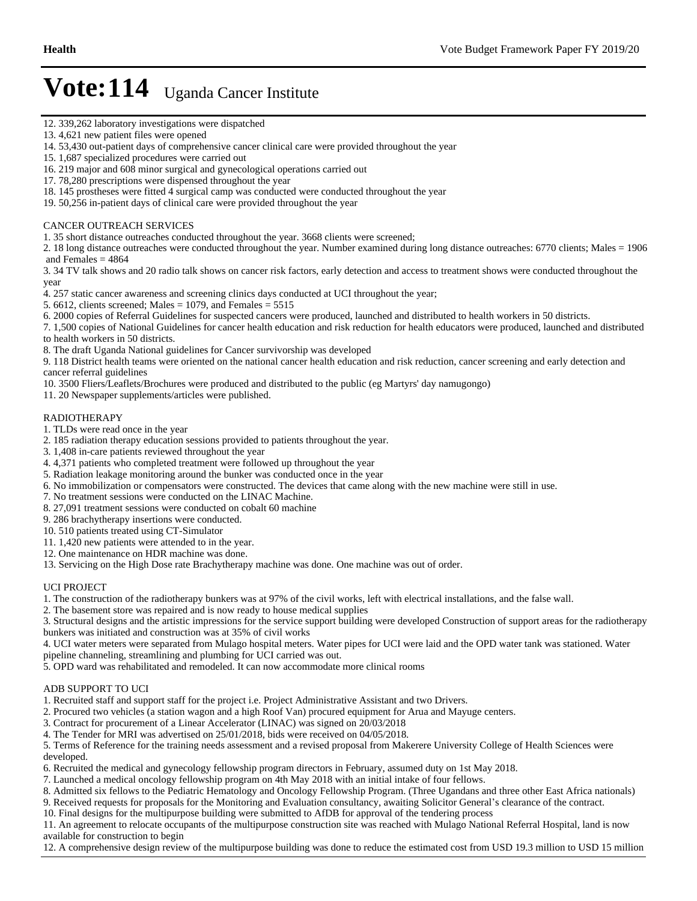# Vote:114 Uganda Cancer Institute

12. 339,262 laboratory investigations were dispatched
13. 4,621 new patient files were opened
14. 53,430 out-patient days of comprehensive cancer clinical care were provided throughout the year
15. 1,687 specialized procedures were carried out
16. 219 major and 608 minor surgical and gynecological operations carried out
17. 78,280 prescriptions were dispensed throughout the year
18. 145 prostheses were fitted 4 surgical camp was conducted were conducted throughout the year
19. 50,256 in-patient days of clinical care were provided throughout the year

CANCER OUTREACH SERVICES

1. 35 short distance outreaches conducted throughout the year. 3668 clients were screened;
2. 18 long distance outreaches were conducted throughout the year. Number examined during long distance outreaches: 6770 clients; Males = 1906 and Females = 4864
3. 34 TV talk shows and 20 radio talk shows on cancer risk factors, early detection and access to treatment shows were conducted throughout the year
4. 257 static cancer awareness and screening clinics days conducted at UCI throughout the year;
5. 6612, clients screened; Males = 1079, and Females = 5515
6. 2000 copies of Referral Guidelines for suspected cancers were produced, launched and distributed to health workers in 50 districts.
7. 1,500 copies of National Guidelines for cancer health education and risk reduction for health educators were produced, launched and distributed to health workers in 50 districts.
8. The draft Uganda National guidelines for Cancer survivorship was developed
9. 118 District health teams were oriented on the national cancer health education and risk reduction, cancer screening and early detection and cancer referral guidelines
10. 3500 Fliers/Leaflets/Brochures were produced and distributed to the public (eg Martyrs' day namugongo)
11. 20 Newspaper supplements/articles were published.

RADIOTHERAPY

1. TLDs were read once in the year
2. 185 radiation therapy education sessions provided to patients throughout the year.
3. 1,408 in-care patients reviewed throughout the year
4. 4,371 patients who completed treatment were followed up throughout the year
5. Radiation leakage monitoring around the bunker was conducted once in the year
6. No immobilization or compensators were constructed. The devices that came along with the new machine were still in use.
7. No treatment sessions were conducted on the LINAC Machine.
8. 27,091 treatment sessions were conducted on cobalt 60 machine
9. 286 brachytherapy insertions were conducted.
10. 510 patients treated using CT-Simulator
11. 1,420 new patients were attended to in the year.
12. One maintenance on HDR machine was done.
13. Servicing on the High Dose rate Brachytherapy machine was done. One machine was out of order.

UCI PROJECT

1. The construction of the radiotherapy bunkers was at 97% of the civil works, left with electrical installations, and the false wall.
2. The basement store was repaired and is now ready to house medical supplies
3. Structural designs and the artistic impressions for the service support building were developed Construction of support areas for the radiotherapy bunkers was initiated and construction was at 35% of civil works
4. UCI water meters were separated from Mulago hospital meters. Water pipes for UCI were laid and the OPD water tank was stationed. Water pipeline channeling, streamlining and plumbing for UCI carried was out.
5. OPD ward was rehabilitated and remodeled. It can now accommodate more clinical rooms

ADB SUPPORT TO UCI

1. Recruited staff and support staff for the project i.e. Project Administrative Assistant and two Drivers.
2. Procured two vehicles (a station wagon and a high Roof Van) procured equipment for Arua and Mayuge centers.
3. Contract for procurement of a Linear Accelerator (LINAC) was signed on 20/03/2018
4. The Tender for MRI was advertised on 25/01/2018, bids were received on 04/05/2018.
5. Terms of Reference for the training needs assessment and a revised proposal from Makerere University College of Health Sciences were developed.
6. Recruited the medical and gynecology fellowship program directors in February, assumed duty on 1st May 2018.
7. Launched a medical oncology fellowship program on 4th May 2018 with an initial intake of four fellows.
8. Admitted six fellows to the Pediatric Hematology and Oncology Fellowship Program. (Three Ugandans and three other East Africa nationals)
9. Received requests for proposals for the Monitoring and Evaluation consultancy, awaiting Solicitor General's clearance of the contract.
10. Final designs for the multipurpose building were submitted to AfDB for approval of the tendering process
11. An agreement to relocate occupants of the multipurpose construction site was reached with Mulago National Referral Hospital, land is now available for construction to begin
12. A comprehensive design review of the multipurpose building was done to reduce the estimated cost from USD 19.3 million to USD 15 million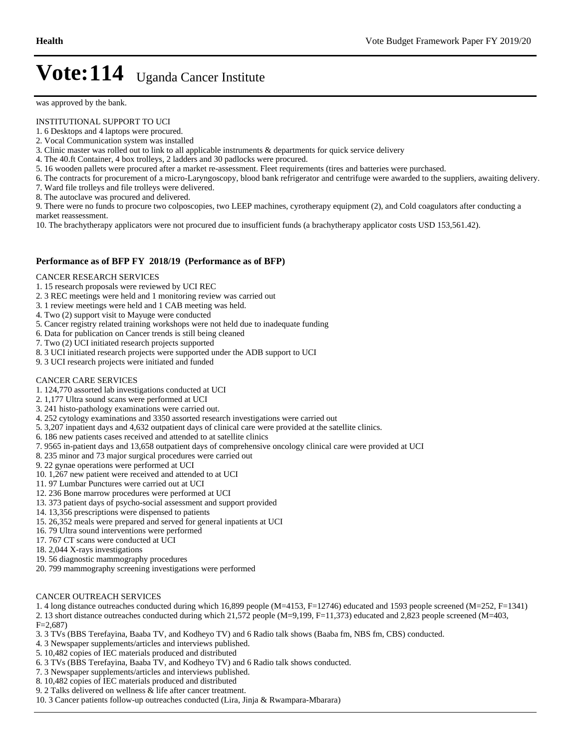was approved by the bank.

INSTITUTIONAL SUPPORT TO UCI
1. 6 Desktops and 4 laptops were procured.
2. Vocal Communication system was installed
3. Clinic master was rolled out to link to all applicable instruments & departments for quick service delivery
4. The 40.ft Container, 4 box trolleys, 2 ladders and 30 padlocks were procured.
5. 16 wooden pallets were procured after a market re-assessment. Fleet requirements (tires and batteries were purchased.
6. The contracts for procurement of a micro-Laryngoscopy, blood bank refrigerator and centrifuge were awarded to the suppliers, awaiting delivery.
7. Ward file trolleys and file trolleys were delivered.
8. The autoclave was procured and delivered.
9. There were no funds to procure two colposcopies, two LEEP machines, cyrotherapy equipment (2), and Cold coagulators after conducting a market reassessment.
10. The brachytherapy applicators were not procured due to insufficient funds (a brachytherapy applicator costs USD 153,561.42).

### Performance as of BFP FY 2018/19 (Performance as of BFP)

CANCER RESEARCH SERVICES
1. 15 research proposals were reviewed by UCI REC
2. 3 REC meetings were held and 1 monitoring review was carried out
3. 1 review meetings were held and 1 CAB meeting was held.
4. Two (2) support visit to Mayuge were conducted
5. Cancer registry related training workshops were not held due to inadequate funding
6. Data for publication on Cancer trends is still being cleaned
7. Two (2) UCI initiated research projects supported
8. 3 UCI initiated research projects were supported under the ADB support to UCI
9. 3 UCI research projects were initiated and funded

CANCER CARE SERVICES
1. 124,770 assorted lab investigations conducted at UCI
2. 1,177 Ultra sound scans were performed at UCI
3. 241 histo-pathology examinations were carried out.
4. 252 cytology examinations and 3350 assorted research investigations were carried out
5. 3,207 inpatient days and 4,632 outpatient days of clinical care were provided at the satellite clinics.
6. 186 new patients cases received and attended to at satellite clinics
7. 9565 in-patient days and 13,658 outpatient days of comprehensive oncology clinical care were provided at UCI
8. 235 minor and 73 major surgical procedures were carried out
9. 22 gynae operations were performed at UCI
10. 1,267 new patient were received and attended to at UCI
11. 97 Lumbar Punctures were carried out at UCI
12. 236 Bone marrow procedures were performed at UCI
13. 373 patient days of psycho-social assessment and support provided
14. 13,356 prescriptions were dispensed to patients
15. 26,352 meals were prepared and served for general inpatients at UCI
16. 79 Ultra sound interventions were performed
17. 767 CT scans were conducted at UCI
18. 2,044 X-rays investigations
19. 56 diagnostic mammography procedures
20. 799 mammography screening investigations were performed

CANCER OUTREACH SERVICES
1. 4 long distance outreaches conducted during which 16,899 people (M=4153, F=12746) educated and 1593 people screened (M=252, F=1341)
2. 13 short distance outreaches conducted during which 21,572 people (M=9,199, F=11,373) educated and 2,823 people screened (M=403, F=2,687)
3. 3 TVs (BBS Terefayina, Baaba TV, and Kodheyo TV) and 6 Radio talk shows (Baaba fm, NBS fm, CBS) conducted.
4. 3 Newspaper supplements/articles and interviews published.
5. 10,482 copies of IEC materials produced and distributed
6. 3 TVs (BBS Terefayina, Baaba TV, and Kodheyo TV) and 6 Radio talk shows conducted.
7. 3 Newspaper supplements/articles and interviews published.
8. 10,482 copies of IEC materials produced and distributed
9. 2 Talks delivered on wellness & life after cancer treatment.
10. 3 Cancer patients follow-up outreaches conducted (Lira, Jinja & Rwampara-Mbarara)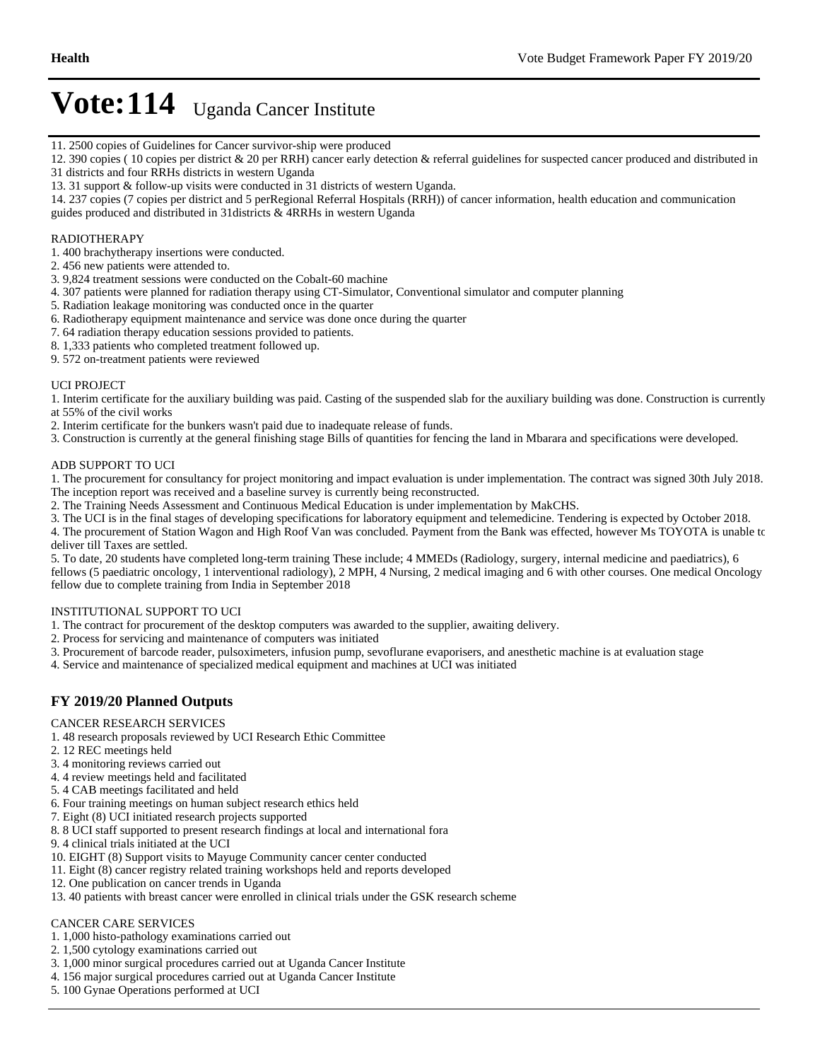# Vote:114 Uganda Cancer Institute

11. 2500 copies of Guidelines for Cancer survivor-ship were produced
12. 390 copies ( 10 copies per district & 20 per RRH) cancer early detection & referral guidelines for suspected cancer produced and distributed in 31 districts and four RRHs districts in western Uganda
13. 31 support & follow-up visits were conducted in 31 districts of western Uganda.
14. 237 copies (7 copies per district and 5 perRegional Referral Hospitals (RRH)) of cancer information, health education and communication guides produced and distributed in 31districts & 4RRHs in western Uganda

RADIOTHERAPY

1. 400 brachytherapy insertions were conducted.
2. 456 new patients were attended to.
3. 9,824 treatment sessions were conducted on the Cobalt-60 machine
4. 307 patients were planned for radiation therapy using CT-Simulator, Conventional simulator and computer planning
5. Radiation leakage monitoring was conducted once in the quarter
6. Radiotherapy equipment maintenance and service was done once during the quarter
7. 64 radiation therapy education sessions provided to patients.
8. 1,333 patients who completed treatment followed up.
9. 572 on-treatment patients were reviewed

UCI PROJECT

1. Interim certificate for the auxiliary building was paid. Casting of the suspended slab for the auxiliary building was done. Construction is currently at 55% of the civil works
2. Interim certificate for the bunkers wasn't paid due to inadequate release of funds.
3. Construction is currently at the general finishing stage Bills of quantities for fencing the land in Mbarara and specifications were developed.

ADB SUPPORT TO UCI

1. The procurement for consultancy for project monitoring and impact evaluation is under implementation. The contract was signed 30th July 2018. The inception report was received and a baseline survey is currently being reconstructed.
2. The Training Needs Assessment and Continuous Medical Education is under implementation by MakCHS.
3. The UCI is in the final stages of developing specifications for laboratory equipment and telemedicine. Tendering is expected by October 2018.
4. The procurement of Station Wagon and High Roof Van was concluded. Payment from the Bank was effected, however Ms TOYOTA is unable to deliver till Taxes are settled.
5. To date, 20 students have completed long-term training These include; 4 MMEDs (Radiology, surgery, internal medicine and paediatrics), 6 fellows (5 paediatric oncology, 1 interventional radiology), 2 MPH, 4 Nursing, 2 medical imaging and 6 with other courses. One medical Oncology fellow due to complete training from India in September 2018

INSTITUTIONAL SUPPORT TO UCI

1. The contract for procurement of the desktop computers was awarded to the supplier, awaiting delivery.
2. Process for servicing and maintenance of computers was initiated
3. Procurement of barcode reader, pulsoximeters, infusion pump, sevoflurane evaporisers, and anesthetic machine is at evaluation stage
4. Service and maintenance of specialized medical equipment and machines at UCI was initiated

## FY 2019/20 Planned Outputs

CANCER RESEARCH SERVICES

1. 48 research proposals reviewed by UCI Research Ethic Committee
2. 12 REC meetings held
3. 4 monitoring reviews carried out
4. 4 review meetings held and facilitated
5. 4 CAB meetings facilitated and held
6. Four training meetings on human subject research ethics held
7. Eight (8) UCI initiated research projects supported
8. 8 UCI staff supported to present research findings at local and international fora
9. 4 clinical trials initiated at the UCI
10. EIGHT (8) Support visits to Mayuge Community cancer center conducted
11. Eight (8) cancer registry related training workshops held and reports developed
12. One publication on cancer trends in Uganda
13. 40 patients with breast cancer were enrolled in clinical trials under the GSK research scheme

CANCER CARE SERVICES

1. 1,000 histo-pathology examinations carried out
2. 1,500 cytology examinations carried out
3. 1,000 minor surgical procedures carried out at Uganda Cancer Institute
4. 156 major surgical procedures carried out at Uganda Cancer Institute
5. 100 Gynae Operations performed at UCI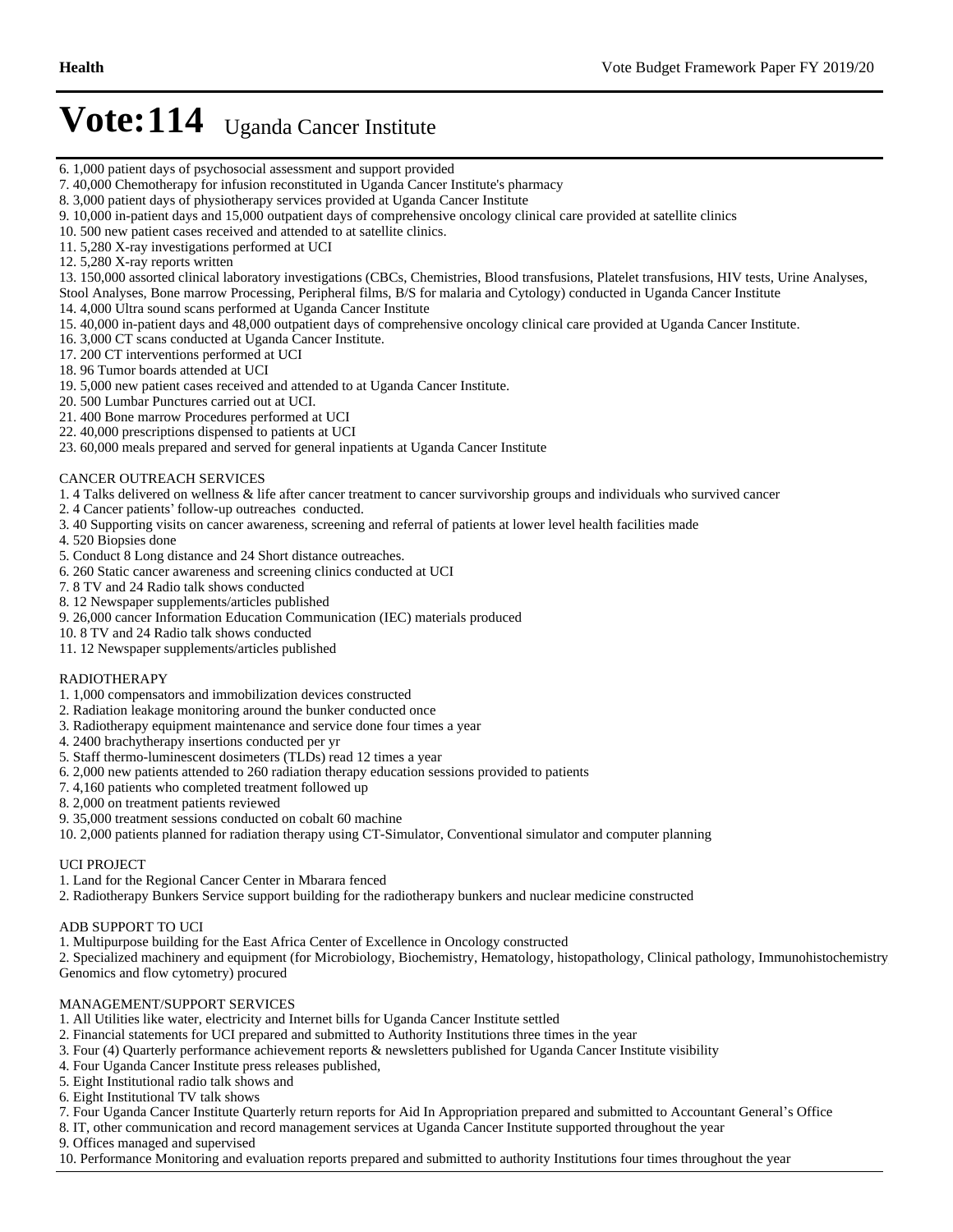# Vote:114 Uganda Cancer Institute

6. 1,000 patient days of psychosocial assessment and support provided
7. 40,000 Chemotherapy for infusion reconstituted in Uganda Cancer Institute's pharmacy
8. 3,000 patient days of physiotherapy services provided at Uganda Cancer Institute
9. 10,000 in-patient days and 15,000 outpatient days of comprehensive oncology clinical care provided at satellite clinics
10. 500 new patient cases received and attended to at satellite clinics.
11. 5,280 X-ray investigations performed at UCI
12. 5,280 X-ray reports written
13. 150,000 assorted clinical laboratory investigations (CBCs, Chemistries, Blood transfusions, Platelet transfusions, HIV tests, Urine Analyses, Stool Analyses, Bone marrow Processing, Peripheral films, B/S for malaria and Cytology) conducted in Uganda Cancer Institute
14. 4,000 Ultra sound scans performed at Uganda Cancer Institute
15. 40,000 in-patient days and 48,000 outpatient days of comprehensive oncology clinical care provided at Uganda Cancer Institute.
16. 3,000 CT scans conducted at Uganda Cancer Institute.
17. 200 CT interventions performed at UCI
18. 96 Tumor boards attended at UCI
19. 5,000 new patient cases received and attended to at Uganda Cancer Institute.
20. 500 Lumbar Punctures carried out at UCI.
21. 400 Bone marrow Procedures performed at UCI
22. 40,000 prescriptions dispensed to patients at UCI
23. 60,000 meals prepared and served for general inpatients at Uganda Cancer Institute

CANCER OUTREACH SERVICES
1. 4 Talks delivered on wellness & life after cancer treatment to cancer survivorship groups and individuals who survived cancer
2. 4 Cancer patients' follow-up outreaches conducted.
3. 40 Supporting visits on cancer awareness, screening and referral of patients at lower level health facilities made
4. 520 Biopsies done
5. Conduct 8 Long distance and 24 Short distance outreaches.
6. 260 Static cancer awareness and screening clinics conducted at UCI
7. 8 TV and 24 Radio talk shows conducted
8. 12 Newspaper supplements/articles published
9. 26,000 cancer Information Education Communication (IEC) materials produced
10. 8 TV and 24 Radio talk shows conducted
11. 12 Newspaper supplements/articles published

RADIOTHERAPY
1. 1,000 compensators and immobilization devices constructed
2. Radiation leakage monitoring around the bunker conducted once
3. Radiotherapy equipment maintenance and service done four times a year
4. 2400 brachytherapy insertions conducted per yr
5. Staff thermo-luminescent dosimeters (TLDs) read 12 times a year
6. 2,000 new patients attended to 260 radiation therapy education sessions provided to patients
7. 4,160 patients who completed treatment followed up
8. 2,000 on treatment patients reviewed
9. 35,000 treatment sessions conducted on cobalt 60 machine
10. 2,000 patients planned for radiation therapy using CT-Simulator, Conventional simulator and computer planning

UCI PROJECT
1. Land for the Regional Cancer Center in Mbarara fenced
2. Radiotherapy Bunkers Service support building for the radiotherapy bunkers and nuclear medicine constructed

ADB SUPPORT TO UCI
1. Multipurpose building for the East Africa Center of Excellence in Oncology constructed
2. Specialized machinery and equipment (for Microbiology, Biochemistry, Hematology, histopathology, Clinical pathology, Immunohistochemistry Genomics and flow cytometry) procured

MANAGEMENT/SUPPORT SERVICES
1. All Utilities like water, electricity and Internet bills for Uganda Cancer Institute settled
2. Financial statements for UCI prepared and submitted to Authority Institutions three times in the year
3. Four (4) Quarterly performance achievement reports & newsletters published for Uganda Cancer Institute visibility
4. Four Uganda Cancer Institute press releases published,
5. Eight Institutional radio talk shows and
6. Eight Institutional TV talk shows
7. Four Uganda Cancer Institute Quarterly return reports for Aid In Appropriation prepared and submitted to Accountant General's Office
8. IT, other communication and record management services at Uganda Cancer Institute supported throughout the year
9. Offices managed and supervised
10. Performance Monitoring and evaluation reports prepared and submitted to authority Institutions four times throughout the year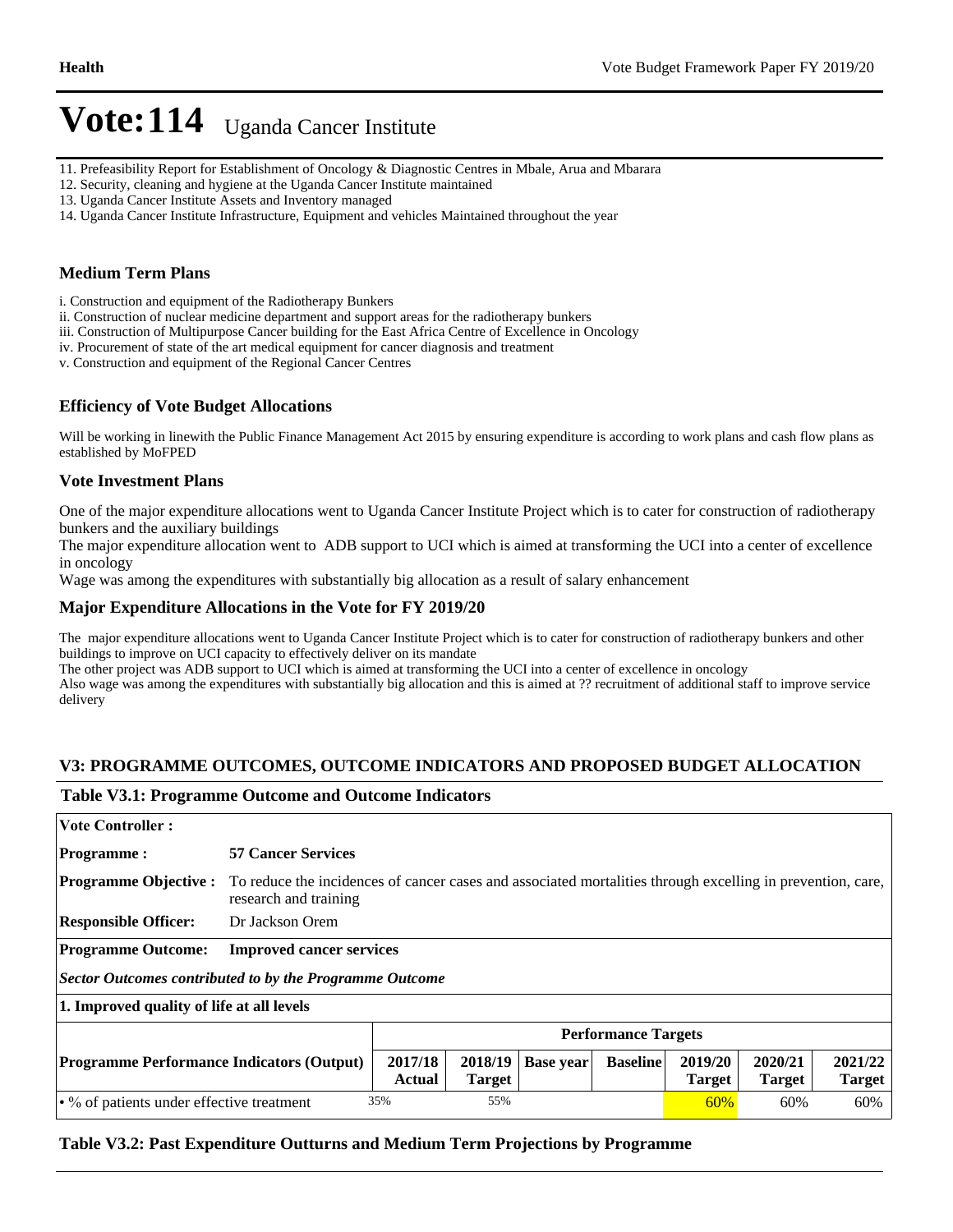# Vote:114 Uganda Cancer Institute

11. Prefeasibility Report for Establishment of Oncology & Diagnostic Centres in Mbale, Arua and Mbarara
12. Security, cleaning and hygiene at the Uganda Cancer Institute maintained
13. Uganda Cancer Institute Assets and Inventory managed
14. Uganda Cancer Institute Infrastructure, Equipment and vehicles Maintained throughout the year

## Medium Term Plans

i. Construction and equipment of the Radiotherapy Bunkers
ii. Construction of nuclear medicine department and support areas for the radiotherapy bunkers
iii. Construction of Multipurpose Cancer building for the East Africa Centre of Excellence in Oncology
iv. Procurement of state of the art medical equipment for cancer diagnosis and treatment
v. Construction and equipment of the Regional Cancer Centres

## Efficiency of Vote Budget Allocations

Will be working in linewith the Public Finance Management Act 2015 by ensuring expenditure is according to work plans and cash flow plans as established by MoFPED

## Vote Investment Plans

One of the major expenditure allocations went to Uganda Cancer Institute Project which is to cater for construction of radiotherapy bunkers and the auxiliary buildings
The major expenditure allocation went to ADB support to UCI which is aimed at transforming the UCI into a center of excellence in oncology
Wage was among the expenditures with substantially big allocation as a result of salary enhancement

## Major Expenditure Allocations in the Vote for FY 2019/20

The major expenditure allocations went to Uganda Cancer Institute Project which is to cater for construction of radiotherapy bunkers and other buildings to improve on UCI capacity to effectively deliver on its mandate
The other project was ADB support to UCI which is aimed at transforming the UCI into a center of excellence in oncology
Also wage was among the expenditures with substantially big allocation and this is aimed at ?? recruitment of additional staff to improve service delivery

## V3: PROGRAMME OUTCOMES, OUTCOME INDICATORS AND PROPOSED BUDGET ALLOCATION

### Table V3.1: Programme Outcome and Outcome Indicators

| | | | | | | | |
|---|---|---|---|---|---|---|---|
| **Vote Controller :** | | | | | | | |
| **Programme :** | **57 Cancer Services** | | | | | | |
| **Programme Objective :** | To reduce the incidences of cancer cases and associated mortalities through excelling in prevention, care, research and training | | | | | | |
| **Responsible Officer:** | Dr Jackson Orem | | | | | | |
| **Programme Outcome:** | **Improved cancer services** | | | | | | |
| ***Sector Outcomes contributed to by the Programme Outcome*** | | | | | | | |
| **1. Improved quality of life at all levels** | | | | | | | |
| | **Performance Targets** | | | | | | |
| **Programme Performance Indicators (Output)** | **2017/18 Actual** | **2018/19 Target** | **Base year** | **Baseline** | **2019/20 Target** | **2020/21 Target** | **2021/22 Target** |
| • % of patients under effective treatment | 35% | 55% | | | 60% | 60% | 60% |

### Table V3.2: Past Expenditure Outturns and Medium Term Projections by Programme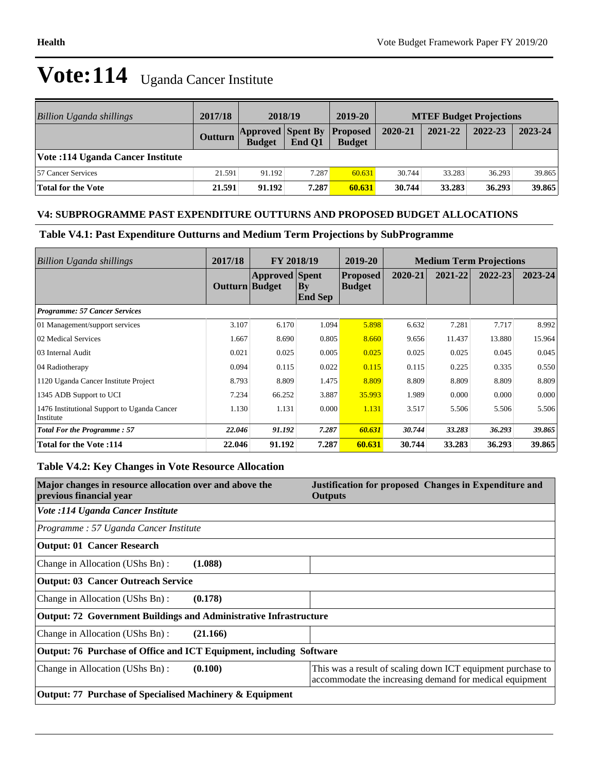# Vote:114 Uganda Cancer Institute

| *Billion Uganda shillings* | 2017/18 | 2018/19 | | 2019-20 | MTEF Budget Projections | | | |
|---|---|---|---|---|---|---|---|---|
| | Outturn | Approved Budget | Spent By End Q1 | Proposed Budget | 2020-21 | 2021-22 | 2022-23 | 2023-24 |
| **Vote :114 Uganda Cancer Institute** | | | | | | | | |
| 57 Cancer Services | 21.591 | 91.192 | 7.287 | 60.631 | 30.744 | 33.283 | 36.293 | 39.865 |
| **Total for the Vote** | **21.591** | **91.192** | **7.287** | **60.631** | **30.744** | **33.283** | **36.293** | **39.865** |

### V4: SUBPROGRAMME PAST EXPENDITURE OUTTURNS AND PROPOSED BUDGET ALLOCATIONS

### Table V4.1: Past Expenditure Outturns and Medium Term Projections by SubProgramme

| *Billion Uganda shillings* | 2017/18 | FY 2018/19 | | 2019-20 | Medium Term Projections | | | |
|---|---|---|---|---|---|---|---|---|
| | Outturn | Approved Budget | Spent By End Sep | Proposed Budget | 2020-21 | 2021-22 | 2022-23 | 2023-24 |
| ***Programme: 57 Cancer Services*** | | | | | | | | |
| 01 Management/support services | 3.107 | 6.170 | 1.094 | 5.898 | 6.632 | 7.281 | 7.717 | 8.992 |
| 02 Medical Services | 1.667 | 8.690 | 0.805 | 8.660 | 9.656 | 11.437 | 13.880 | 15.964 |
| 03 Internal Audit | 0.021 | 0.025 | 0.005 | 0.025 | 0.025 | 0.025 | 0.045 | 0.045 |
| 04 Radiotherapy | 0.094 | 0.115 | 0.022 | 0.115 | 0.115 | 0.225 | 0.335 | 0.550 |
| 1120 Uganda Cancer Institute Project | 8.793 | 8.809 | 1.475 | 8.809 | 8.809 | 8.809 | 8.809 | 8.809 |
| 1345 ADB Support to UCI | 7.234 | 66.252 | 3.887 | 35.993 | 1.989 | 0.000 | 0.000 | 0.000 |
| 1476 Institutional Support to Uganda Cancer Institute | 1.130 | 1.131 | 0.000 | 1.131 | 3.517 | 5.506 | 5.506 | 5.506 |
| ***Total For the Programme : 57*** | ***22.046*** | ***91.192*** | ***7.287*** | ***60.631*** | ***30.744*** | ***33.283*** | ***36.293*** | ***39.865*** |
| **Total for the Vote :114** | **22.046** | **91.192** | **7.287** | **60.631** | **30.744** | **33.283** | **36.293** | **39.865** |

### Table V4.2: Key Changes in Vote Resource Allocation

| Major changes in resource allocation over and above the previous financial year | | Justification for proposed Changes in Expenditure and Outputs |
|---|---|---|
| *Vote :114 Uganda Cancer Institute* | | |
| *Programme : 57 Uganda Cancer Institute* | | |
| **Output: 01 Cancer Research** | | |
| Change in Allocation (UShs Bn) : | **(1.088)** | |
| **Output: 03 Cancer Outreach Service** | | |
| Change in Allocation (UShs Bn) : | **(0.178)** | |
| **Output: 72 Government Buildings and Administrative Infrastructure** | | |
| Change in Allocation (UShs Bn) : | **(21.166)** | |
| **Output: 76 Purchase of Office and ICT Equipment, including Software** | | |
| Change in Allocation (UShs Bn) : | **(0.100)** | This was a result of scaling down ICT equipment purchase to accommodate the increasing demand for medical equipment |
| **Output: 77 Purchase of Specialised Machinery & Equipment** | | |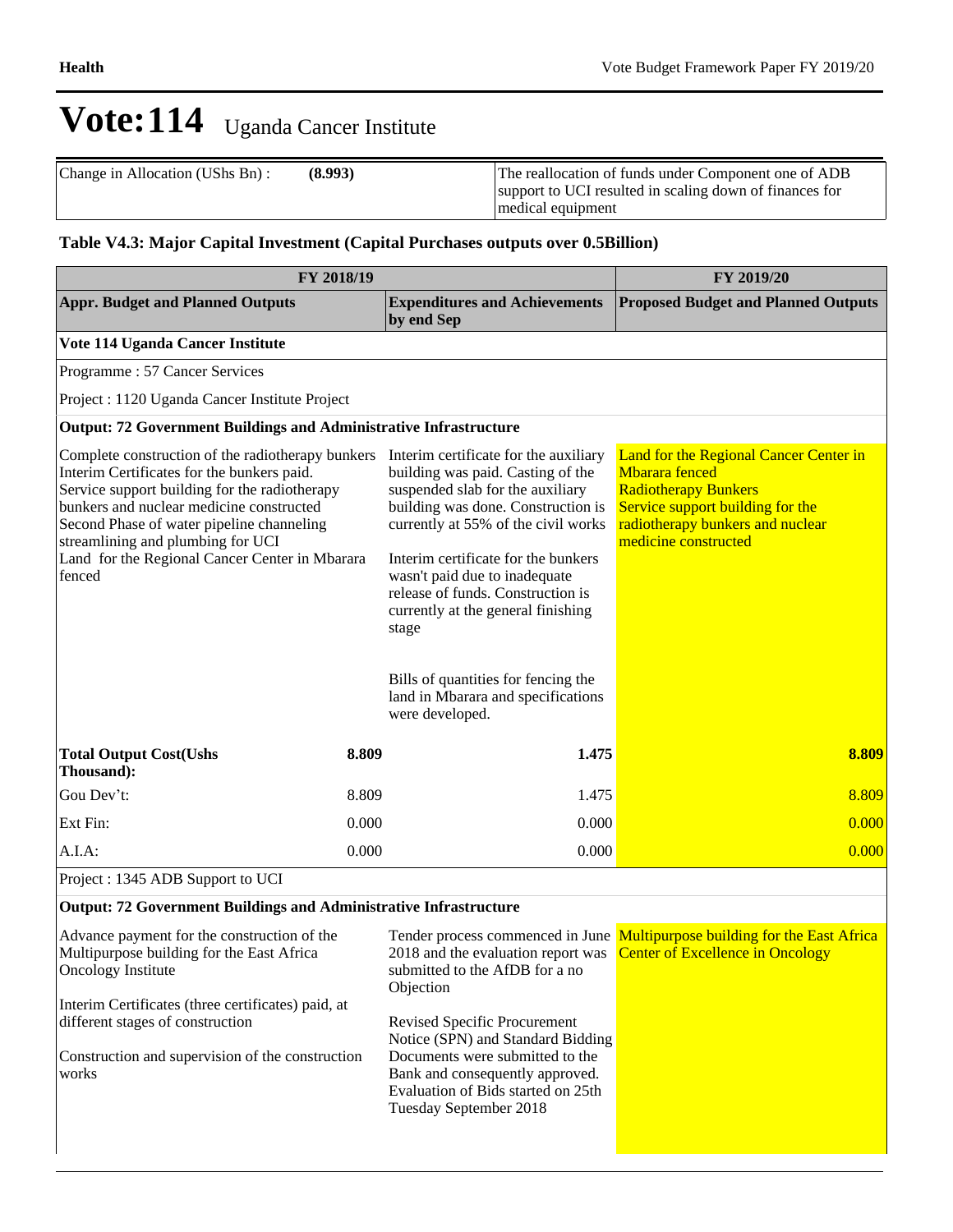# Vote:114 Uganda Cancer Institute

| Change in Allocation (UShs Bn) : | (8.993) | The reallocation of funds under Component one of ADB support to UCI resulted in scaling down of finances for medical equipment |
|---|---|---|

### Table V4.3: Major Capital Investment (Capital Purchases outputs over 0.5Billion)

| FY 2018/19 | | | FY 2019/20 |
|---|---|---|---|
| **Appr. Budget and Planned Outputs** | | **Expenditures and Achievements by end Sep** | **Proposed Budget and Planned Outputs** |
| **Vote 114 Uganda Cancer Institute** | | | |
| Programme : 57 Cancer Services | | | |
| Project : 1120 Uganda Cancer Institute Project | | | |
| **Output: 72 Government Buildings and Administrative Infrastructure** | | | |
| Complete construction of the radiotherapy bunkers<br>Interim Certificates for the bunkers paid.<br>Service support building for the radiotherapy bunkers and nuclear medicine constructed<br>Second Phase of water pipeline channeling streamlining and plumbing for UCI<br>Land for the Regional Cancer Center in Mbarara fenced | | Interim certificate for the auxiliary building was paid. Casting of the suspended slab for the auxiliary building was done. Construction is currently at 55% of the civil works<br><br>Interim certificate for the bunkers wasn't paid due to inadequate release of funds. Construction is currently at the general finishing stage<br><br>Bills of quantities for fencing the land in Mbarara and specifications were developed. | Land for the Regional Cancer Center in Mbarara fenced<br>Radiotherapy Bunkers<br>Service support building for the radiotherapy bunkers and nuclear medicine constructed |
| **Total Output Cost(Ushs Thousand):** | **8.809** | **1.475** | **8.809** |
| Gou Dev't: | 8.809 | 1.475 | 8.809 |
| Ext Fin: | 0.000 | 0.000 | 0.000 |
| A.I.A: | 0.000 | 0.000 | 0.000 |
| Project : 1345 ADB Support to UCI | | | |
| **Output: 72 Government Buildings and Administrative Infrastructure** | | | |
| Advance payment for the construction of the Multipurpose building for the East Africa Oncology Institute<br><br>Interim Certificates (three certificates) paid, at different stages of construction<br><br>Construction and supervision of the construction works | | Tender process commenced in June 2018 and the evaluation report was submitted to the AfDB for a no Objection<br><br>Revised Specific Procurement Notice (SPN) and Standard Bidding Documents were submitted to the Bank and consequently approved. Evaluation of Bids started on 25th Tuesday September 2018 | Multipurpose building for the East Africa Center of Excellence in Oncology |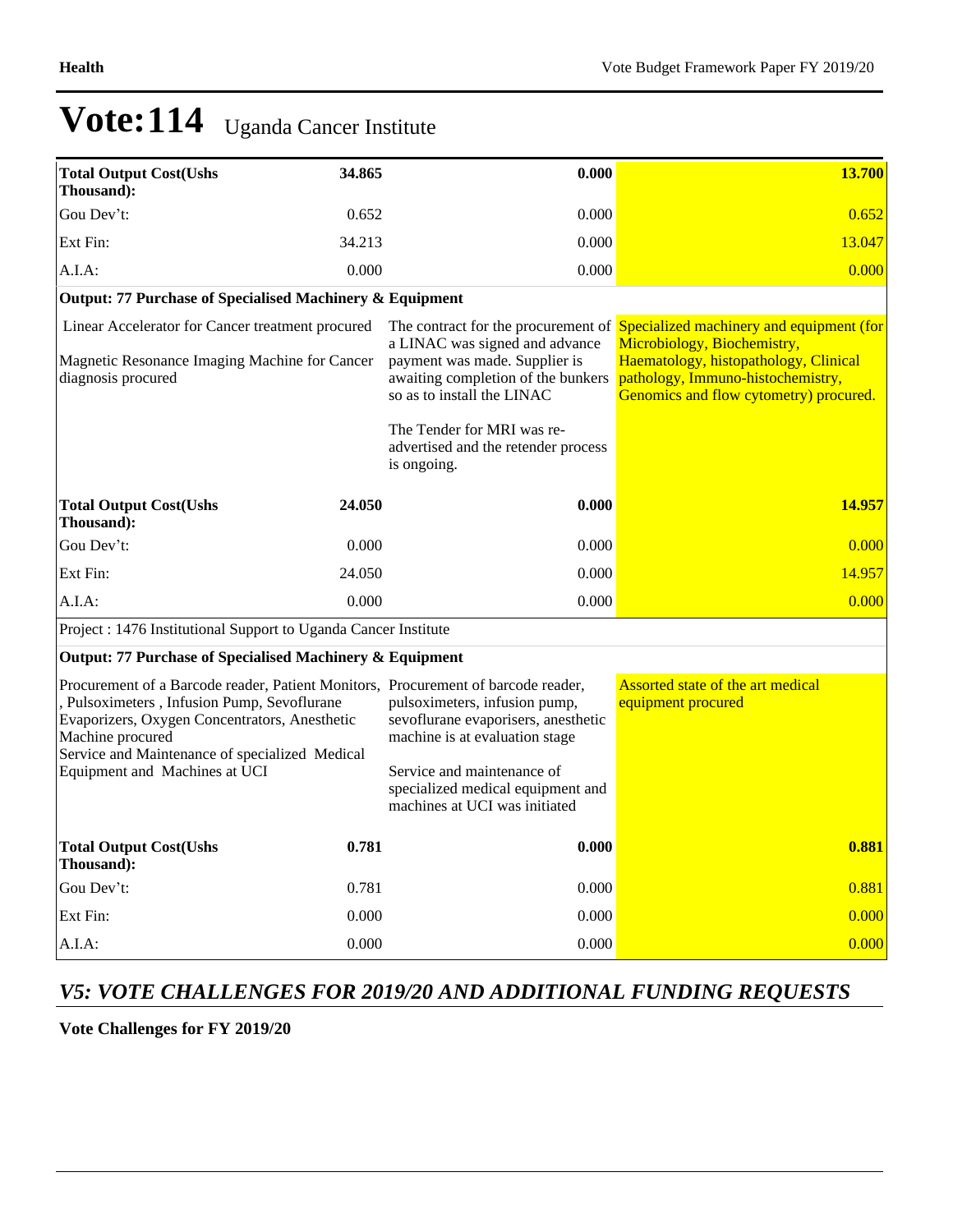# Vote:114 Uganda Cancer Institute

| | | | |
|---|---|---|---|
| **Total Output Cost(Ushs Thousand):** | **34.865** | **0.000** | **13.700** |
| Gou Dev't: | 0.652 | 0.000 | 0.652 |
| Ext Fin: | 34.213 | 0.000 | 13.047 |
| A.I.A: | 0.000 | 0.000 | 0.000 |
| **Output: 77 Purchase of Specialised Machinery & Equipment** | | | |
| Linear Accelerator for Cancer treatment procured<br>Magnetic Resonance Imaging Machine for Cancer diagnosis procured | | The contract for the procurement of a LINAC was signed and advance payment was made. Supplier is awaiting completion of the bunkers so as to install the LINAC<br>The Tender for MRI was re-advertised and the retender process is ongoing. | Specialized machinery and equipment (for Microbiology, Biochemistry, Haematology, histopathology, Clinical pathology, Immuno-histochemistry, Genomics and flow cytometry) procured. |
| **Total Output Cost(Ushs Thousand):** | **24.050** | **0.000** | **14.957** |
| Gou Dev't: | 0.000 | 0.000 | 0.000 |
| Ext Fin: | 24.050 | 0.000 | 14.957 |
| A.I.A: | 0.000 | 0.000 | 0.000 |
| Project : 1476 Institutional Support to Uganda Cancer Institute | | | |
| **Output: 77 Purchase of Specialised Machinery & Equipment** | | | |
| Procurement of a Barcode reader, Patient Monitors, , Pulsoximeters , Infusion Pump, Sevoflurane Evaporizers, Oxygen Concentrators, Anesthetic Machine procured<br>Service and Maintenance of specialized Medical Equipment and Machines at UCI | | Procurement of barcode reader, pulsoximeters, infusion pump, sevoflurane evaporisers, anesthetic machine is at evaluation stage<br>Service and maintenance of specialized medical equipment and machines at UCI was initiated | Assorted state of the art medical equipment procured |
| **Total Output Cost(Ushs Thousand):** | **0.781** | **0.000** | **0.881** |
| Gou Dev't: | 0.781 | 0.000 | 0.881 |
| Ext Fin: | 0.000 | 0.000 | 0.000 |
| A.I.A: | 0.000 | 0.000 | 0.000 |

## *V5: VOTE CHALLENGES FOR 2019/20 AND ADDITIONAL FUNDING REQUESTS*

**Vote Challenges for FY 2019/20**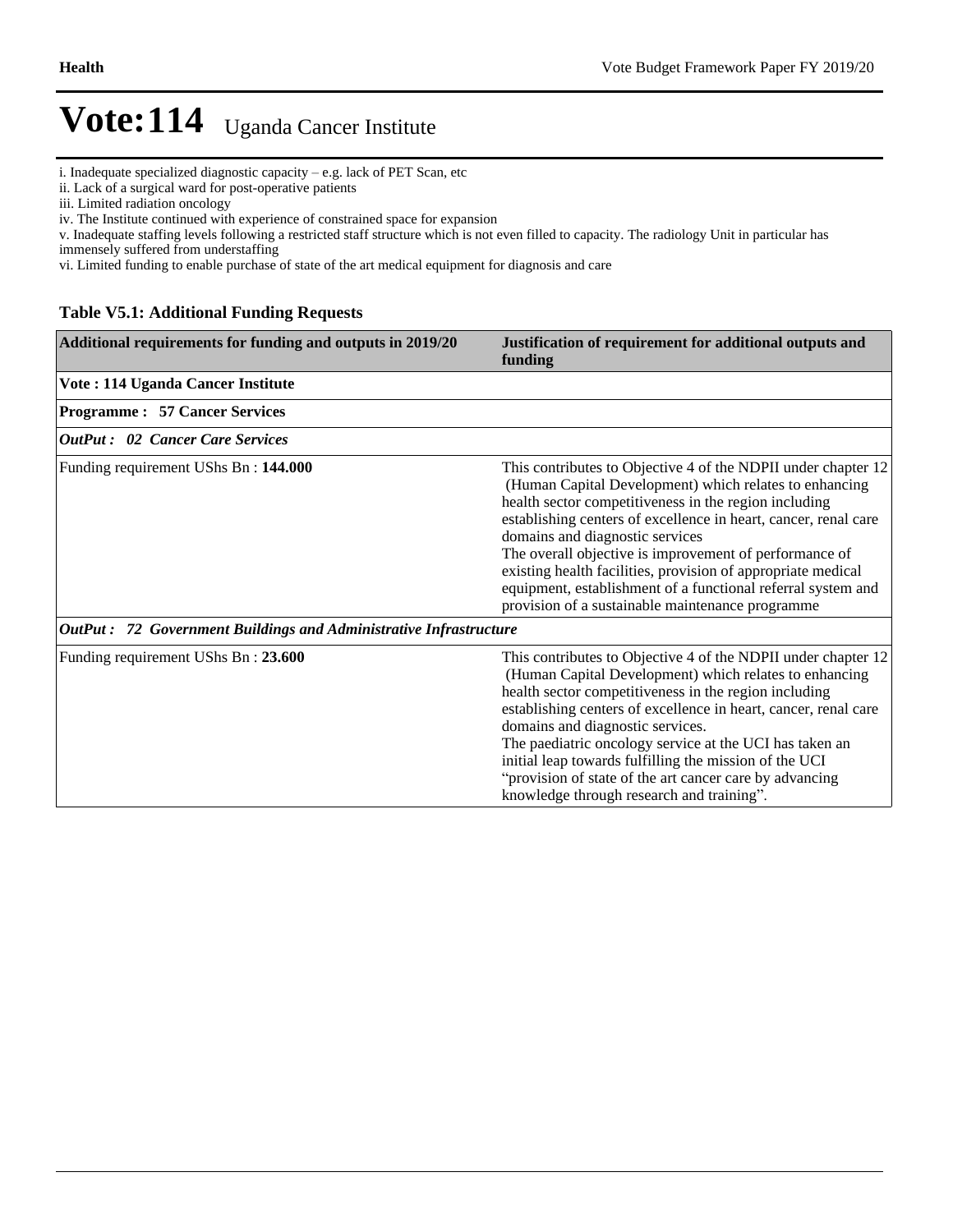# Vote:114 Uganda Cancer Institute

i. Inadequate specialized diagnostic capacity – e.g. lack of PET Scan, etc
ii. Lack of a surgical ward for post-operative patients
iii. Limited radiation oncology
iv. The Institute continued with experience of constrained space for expansion
v. Inadequate staffing levels following a restricted staff structure which is not even filled to capacity. The radiology Unit in particular has immensely suffered from understaffing
vi. Limited funding to enable purchase of state of the art medical equipment for diagnosis and care

**Table V5.1: Additional Funding Requests**

| Additional requirements for funding and outputs in 2019/20 | Justification of requirement for additional outputs and funding |
|---|---|
| **Vote : 114 Uganda Cancer Institute** | |
| **Programme : 57 Cancer Services** | |
| ***OutPut : 02 Cancer Care Services*** | |
| Funding requirement UShs Bn : **144.000** | This contributes to Objective 4 of the NDPII under chapter 12 (Human Capital Development) which relates to enhancing health sector competitiveness in the region including establishing centers of excellence in heart, cancer, renal care domains and diagnostic services<br>The overall objective is improvement of performance of existing health facilities, provision of appropriate medical equipment, establishment of a functional referral system and provision of a sustainable maintenance programme |
| ***OutPut : 72 Government Buildings and Administrative Infrastructure*** | |
| Funding requirement UShs Bn : **23.600** | This contributes to Objective 4 of the NDPII under chapter 12 (Human Capital Development) which relates to enhancing health sector competitiveness in the region including establishing centers of excellence in heart, cancer, renal care domains and diagnostic services.<br>The paediatric oncology service at the UCI has taken an initial leap towards fulfilling the mission of the UCI "provision of state of the art cancer care by advancing knowledge through research and training". |